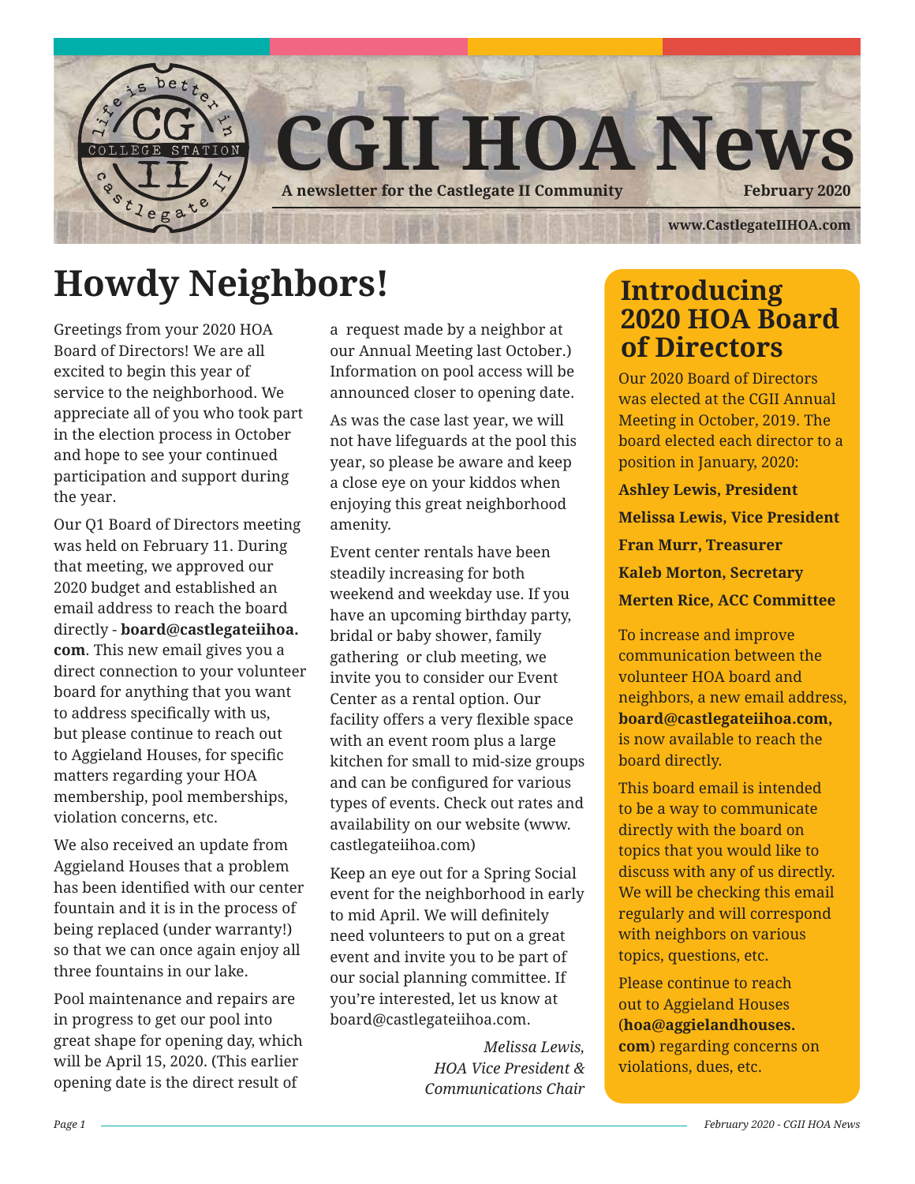# CGII HOA News

**A newsletter for the Castlegate II Community** — **February 2020**

**www.CastlegateIIHOA.com**

## Howdy Neighbors!

Greetings from your 2020 HOA Board of Directors! We are all excited to begin this year of service to the neighborhood. We appreciate all of you who took part in the election process in October and hope to see your continued participation and support during the year.

Our Q1 Board of Directors meeting was held on February 11. During that meeting, we approved our 2020 budget and established an email address to reach the board directly - **board@castlegateiihoa.com**. This new email gives you a direct connection to your volunteer board for anything that you want to address specifically with us, but please continue to reach out to Aggieland Houses, for specific matters regarding your HOA membership, pool memberships, violation concerns, etc.

We also received an update from Aggieland Houses that a problem has been identified with our center fountain and it is in the process of being replaced (under warranty!) so that we can once again enjoy all three fountains in our lake.

Pool maintenance and repairs are in progress to get our pool into great shape for opening day, which will be April 15, 2020. (This earlier opening date is the direct result of a request made by a neighbor at our Annual Meeting last October.) Information on pool access will be announced closer to opening date.

As was the case last year, we will not have lifeguards at the pool this year, so please be aware and keep a close eye on your kiddos when enjoying this great neighborhood amenity.

Event center rentals have been steadily increasing for both weekend and weekday use. If you have an upcoming birthday party, bridal or baby shower, family gathering or club meeting, we invite you to consider our Event Center as a rental option. Our facility offers a very flexible space with an event room plus a large kitchen for small to mid-size groups and can be configured for various types of events. Check out rates and availability on our website (www.castlegateiihoa.com)

Keep an eye out for a Spring Social event for the neighborhood in early to mid April. We will definitely need volunteers to put on a great event and invite you to be part of our social planning committee. If you're interested, let us know at board@castlegateiihoa.com.

*Melissa Lewis,*
*HOA Vice President &*
*Communications Chair*

## Introducing 2020 HOA Board of Directors

Our 2020 Board of Directors was elected at the CGII Annual Meeting in October, 2019. The board elected each director to a position in January, 2020:

**Ashley Lewis, President**

**Melissa Lewis, Vice President**

**Fran Murr, Treasurer**

**Kaleb Morton, Secretary**

**Merten Rice, ACC Committee**

To increase and improve communication between the volunteer HOA board and neighbors, a new email address, **board@castlegateiihoa.com,** is now available to reach the board directly.

This board email is intended to be a way to communicate directly with the board on topics that you would like to discuss with any of us directly. We will be checking this email regularly and will correspond with neighbors on various topics, questions, etc.

Please continue to reach out to Aggieland Houses (**hoa@aggielandhouses.com**) regarding concerns on violations, dues, etc.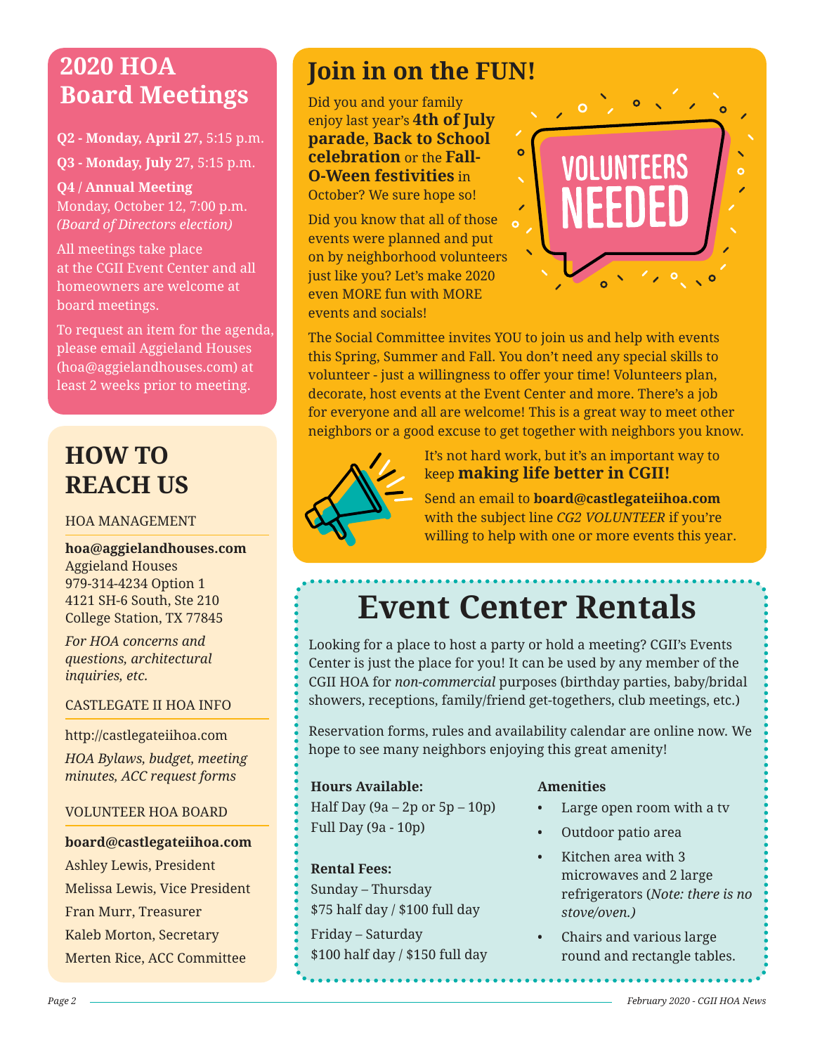## 2020 HOA Board Meetings

**Q2 - Monday, April 27,** 5:15 p.m.

**Q3 - Monday, July 27,** 5:15 p.m.

**Q4 / Annual Meeting**
Monday, October 12, 7:00 p.m.
*(Board of Directors election)*

All meetings take place at the CGII Event Center and all homeowners are welcome at board meetings.

To request an item for the agenda, please email Aggieland Houses (hoa@aggielandhouses.com) at least 2 weeks prior to meeting.

## HOW TO REACH US

HOA MANAGEMENT

**hoa@aggielandhouses.com**
Aggieland Houses
979-314-4234 Option 1
4121 SH-6 South, Ste 210
College Station, TX 77845

*For HOA concerns and questions, architectural inquiries, etc.*

CASTLEGATE II HOA INFO

http://castlegateiihoa.com

*HOA Bylaws, budget, meeting minutes, ACC request forms*

VOLUNTEER HOA BOARD

**board@castlegateiihoa.com**

Ashley Lewis, President
Melissa Lewis, Vice President
Fran Murr, Treasurer
Kaleb Morton, Secretary
Merten Rice, ACC Committee

## Join in on the FUN!

Did you and your family enjoy last year's **4th of July parade**, **Back to School celebration** or the **Fall-O-Ween festivities** in October? We sure hope so!

Did you know that all of those events were planned and put on by neighborhood volunteers just like you? Let's make 2020 even MORE fun with MORE events and socials!

VOLUNTEERS NEEDED

The Social Committee invites YOU to join us and help with events this Spring, Summer and Fall. You don't need any special skills to volunteer - just a willingness to offer your time! Volunteers plan, decorate, host events at the Event Center and more. There's a job for everyone and all are welcome! This is a great way to meet other neighbors or a good excuse to get together with neighbors you know.

It's not hard work, but it's an important way to keep **making life better in CGII!**

Send an email to **board@castlegateiihoa.com** with the subject line *CG2 VOLUNTEER* if you're willing to help with one or more events this year.

# Event Center Rentals

Looking for a place to host a party or hold a meeting? CGII's Events Center is just the place for you! It can be used by any member of the CGII HOA for *non-commercial* purposes (birthday parties, baby/bridal showers, receptions, family/friend get-togethers, club meetings, etc.)

Reservation forms, rules and availability calendar are online now. We hope to see many neighbors enjoying this great amenity!

**Hours Available:**
Half Day (9a – 2p or 5p – 10p)
Full Day (9a - 10p)

**Rental Fees:**
Sunday – Thursday
$75 half day / $100 full day

Friday – Saturday
$100 half day / $150 full day

**Amenities**

- Large open room with a tv
- Outdoor patio area
- Kitchen area with 3 microwaves and 2 large refrigerators (*Note: there is no stove/oven.)*
- Chairs and various large round and rectangle tables.